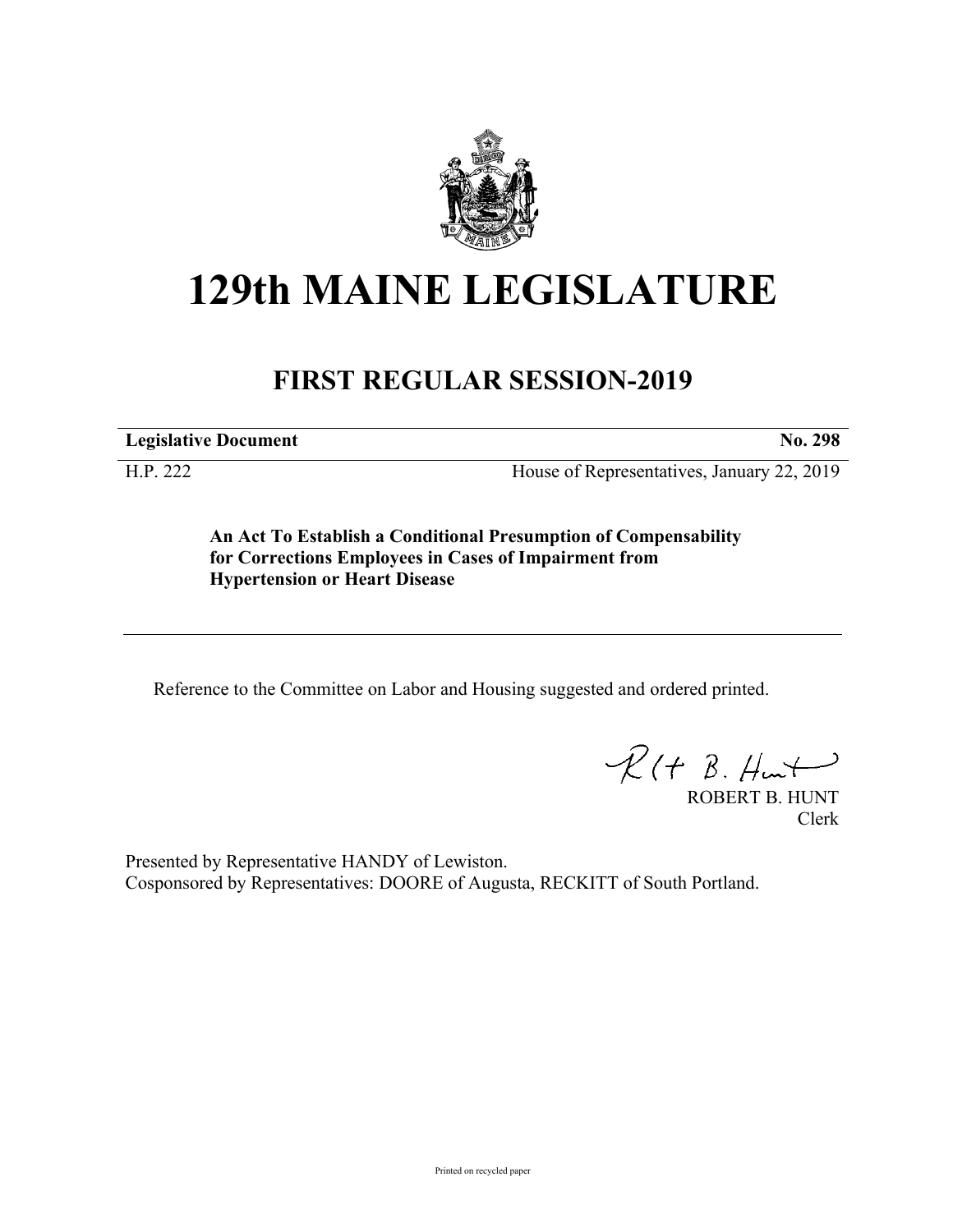# 129th MAINE LEGISLATURE

## FIRST REGULAR SESSION-2019

| **Legislative Document** | **No. 298** |
|---|---|
| H.P. 222 | House of Representatives, January 22, 2019 |

**An Act To Establish a Conditional Presumption of Compensability for Corrections Employees in Cases of Impairment from Hypertension or Heart Disease**

---

Reference to the Committee on Labor and Housing suggested and ordered printed.

ROBERT B. HUNT
Clerk

Presented by Representative HANDY of Lewiston.
Cosponsored by Representatives: DOORE of Augusta, RECKITT of South Portland.

Printed on recycled paper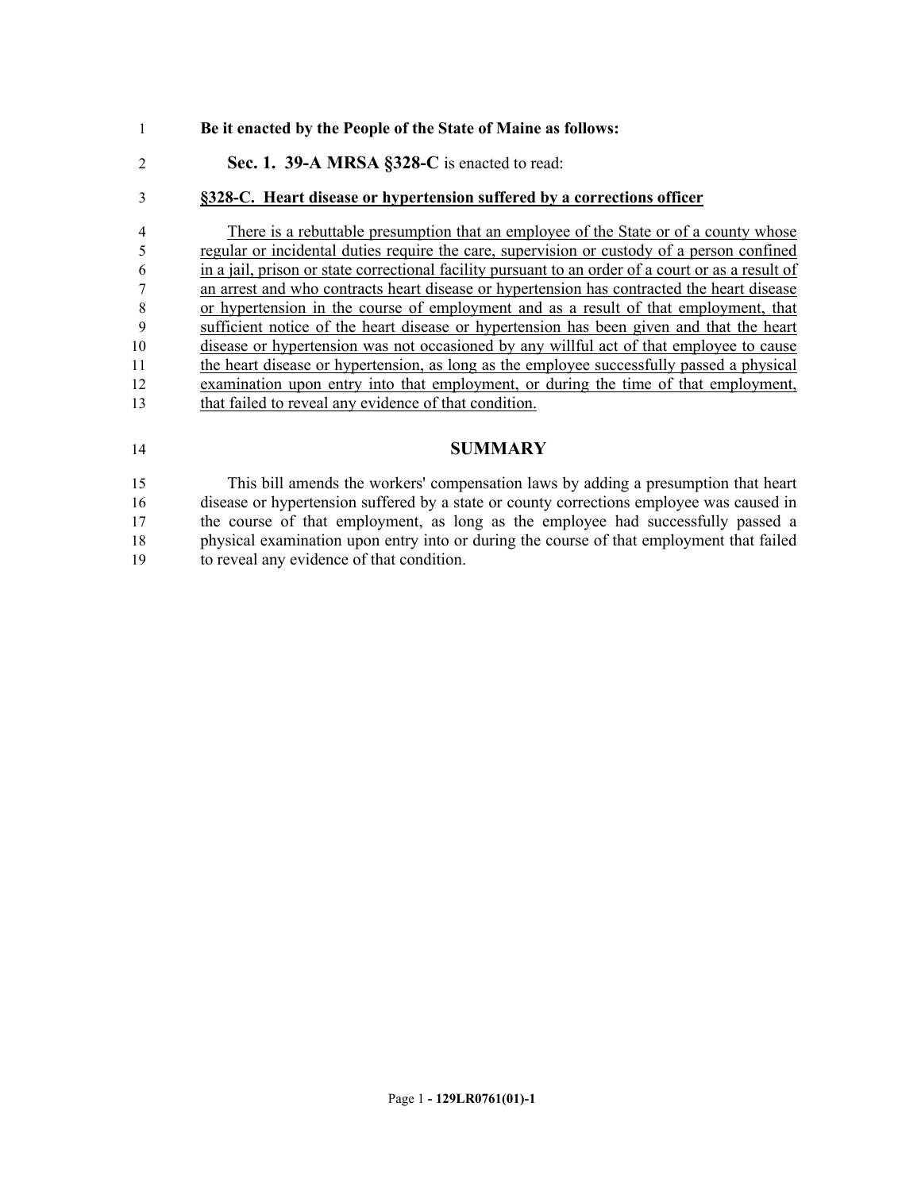**Be it enacted by the People of the State of Maine as follows:**

**Sec. 1. 39-A MRSA §328-C** is enacted to read:

**§328-C. Heart disease or hypertension suffered by a corrections officer**

There is a rebuttable presumption that an employee of the State or of a county whose regular or incidental duties require the care, supervision or custody of a person confined in a jail, prison or state correctional facility pursuant to an order of a court or as a result of an arrest and who contracts heart disease or hypertension has contracted the heart disease or hypertension in the course of employment and as a result of that employment, that sufficient notice of the heart disease or hypertension has been given and that the heart disease or hypertension was not occasioned by any willful act of that employee to cause the heart disease or hypertension, as long as the employee successfully passed a physical examination upon entry into that employment, or during the time of that employment, that failed to reveal any evidence of that condition.

## SUMMARY

This bill amends the workers' compensation laws by adding a presumption that heart disease or hypertension suffered by a state or county corrections employee was caused in the course of that employment, as long as the employee had successfully passed a physical examination upon entry into or during the course of that employment that failed to reveal any evidence of that condition.